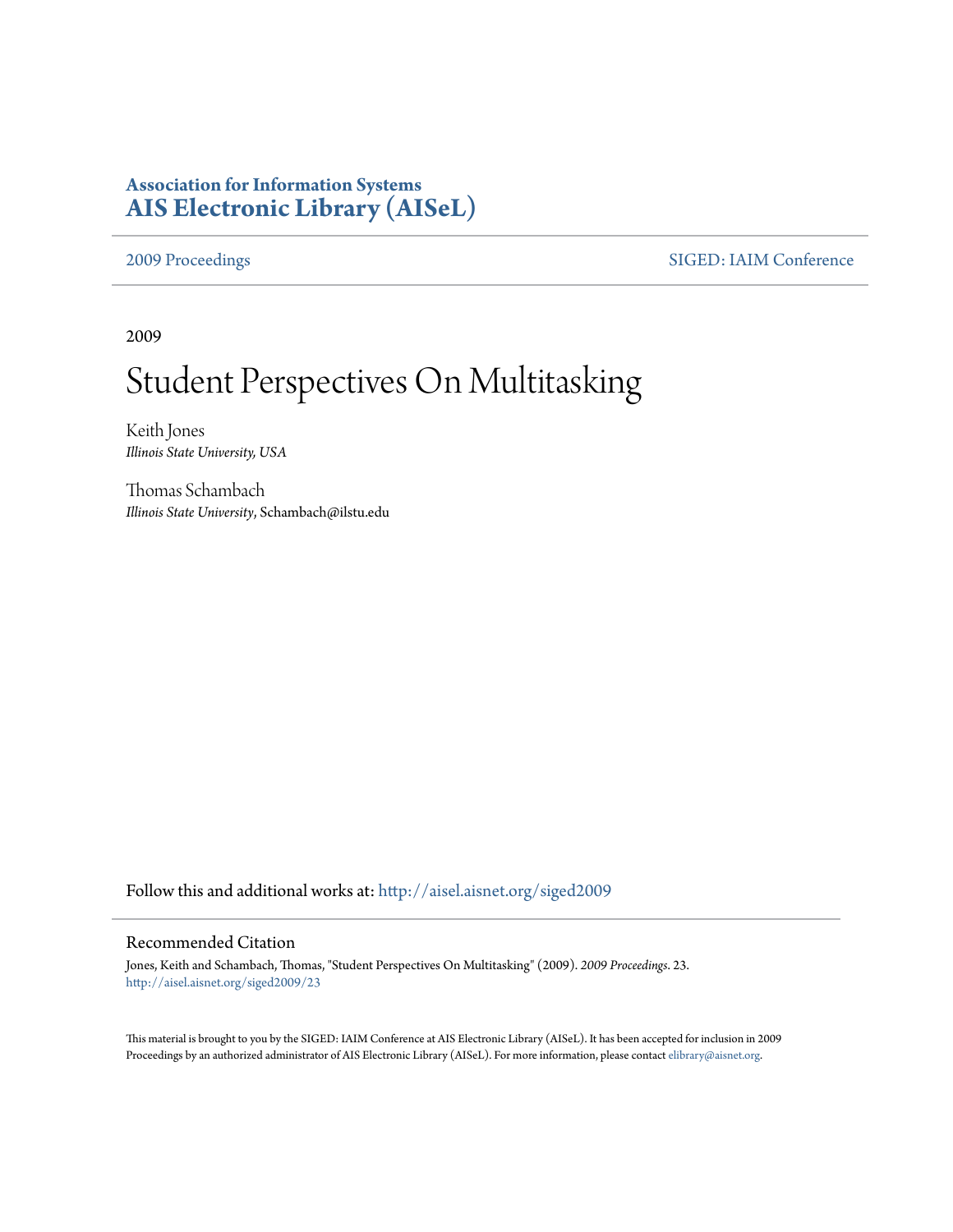# Association for Information Systems
# AIS Electronic Library (AISeL)

2009 Proceedings | SIGED: IAIM Conference

2009

# Student Perspectives On Multitasking

Keith Jones
*Illinois State University, USA*

Thomas Schambach
*Illinois State University*, Schambach@ilstu.edu

Follow this and additional works at: http://aisel.aisnet.org/siged2009

## Recommended Citation

Jones, Keith and Schambach, Thomas, "Student Perspectives On Multitasking" (2009). *2009 Proceedings*. 23.
http://aisel.aisnet.org/siged2009/23

This material is brought to you by the SIGED: IAIM Conference at AIS Electronic Library (AISeL). It has been accepted for inclusion in 2009 Proceedings by an authorized administrator of AIS Electronic Library (AISeL). For more information, please contact elibrary@aisnet.org.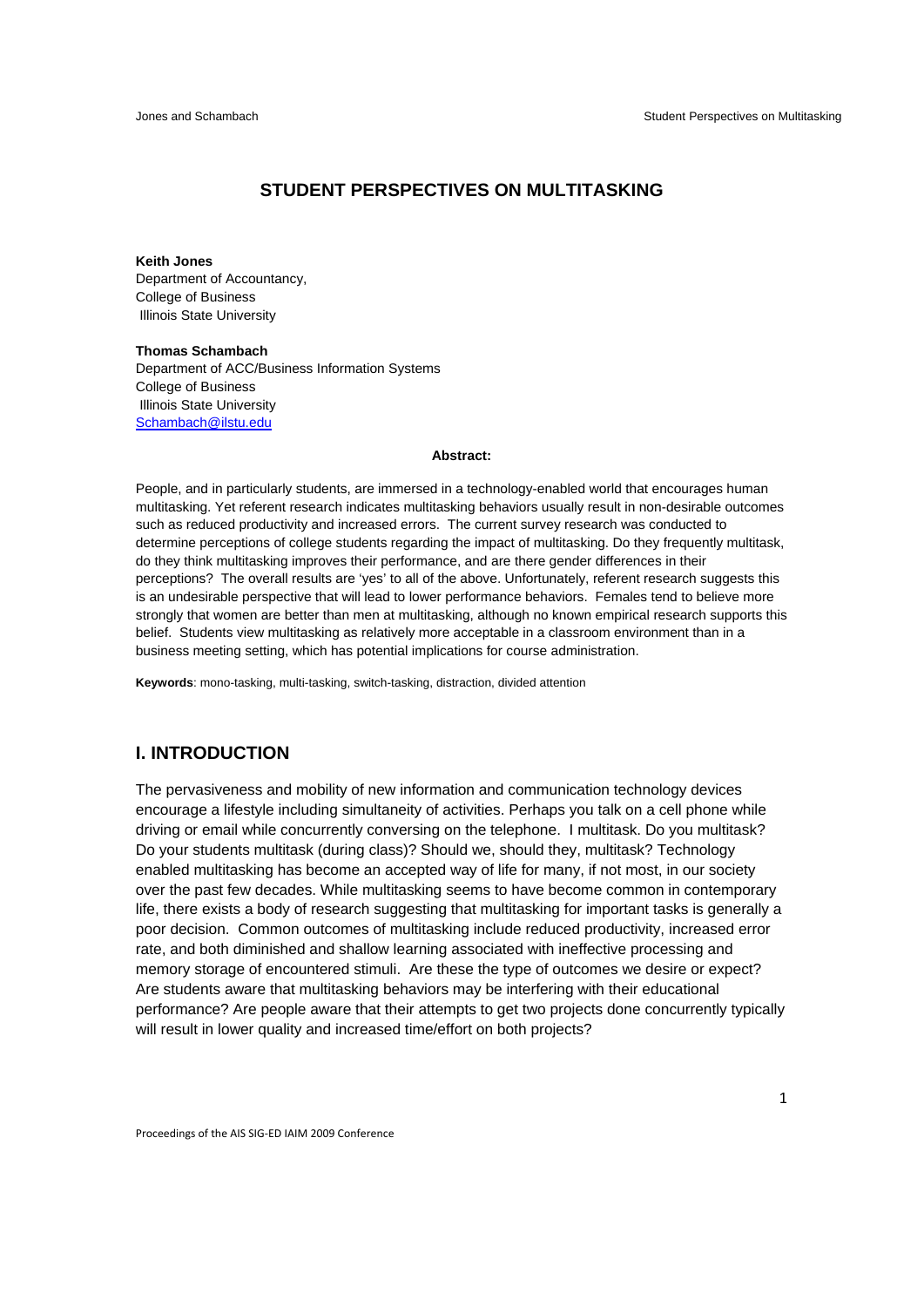# STUDENT PERSPECTIVES ON MULTITASKING

**Keith Jones**
Department of Accountancy,
College of Business
Illinois State University

**Thomas Schambach**
Department of ACC/Business Information Systems
College of Business
Illinois State University
Schambach@ilstu.edu

**Abstract:**

People, and in particularly students, are immersed in a technology-enabled world that encourages human multitasking. Yet referent research indicates multitasking behaviors usually result in non-desirable outcomes such as reduced productivity and increased errors. The current survey research was conducted to determine perceptions of college students regarding the impact of multitasking. Do they frequently multitask, do they think multitasking improves their performance, and are there gender differences in their perceptions? The overall results are 'yes' to all of the above. Unfortunately, referent research suggests this is an undesirable perspective that will lead to lower performance behaviors. Females tend to believe more strongly that women are better than men at multitasking, although no known empirical research supports this belief. Students view multitasking as relatively more acceptable in a classroom environment than in a business meeting setting, which has potential implications for course administration.

**Keywords**: mono-tasking, multi-tasking, switch-tasking, distraction, divided attention

## I. INTRODUCTION

The pervasiveness and mobility of new information and communication technology devices encourage a lifestyle including simultaneity of activities. Perhaps you talk on a cell phone while driving or email while concurrently conversing on the telephone. I multitask. Do you multitask? Do your students multitask (during class)? Should we, should they, multitask? Technology enabled multitasking has become an accepted way of life for many, if not most, in our society over the past few decades. While multitasking seems to have become common in contemporary life, there exists a body of research suggesting that multitasking for important tasks is generally a poor decision. Common outcomes of multitasking include reduced productivity, increased error rate, and both diminished and shallow learning associated with ineffective processing and memory storage of encountered stimuli. Are these the type of outcomes we desire or expect? Are students aware that multitasking behaviors may be interfering with their educational performance? Are people aware that their attempts to get two projects done concurrently typically will result in lower quality and increased time/effort on both projects?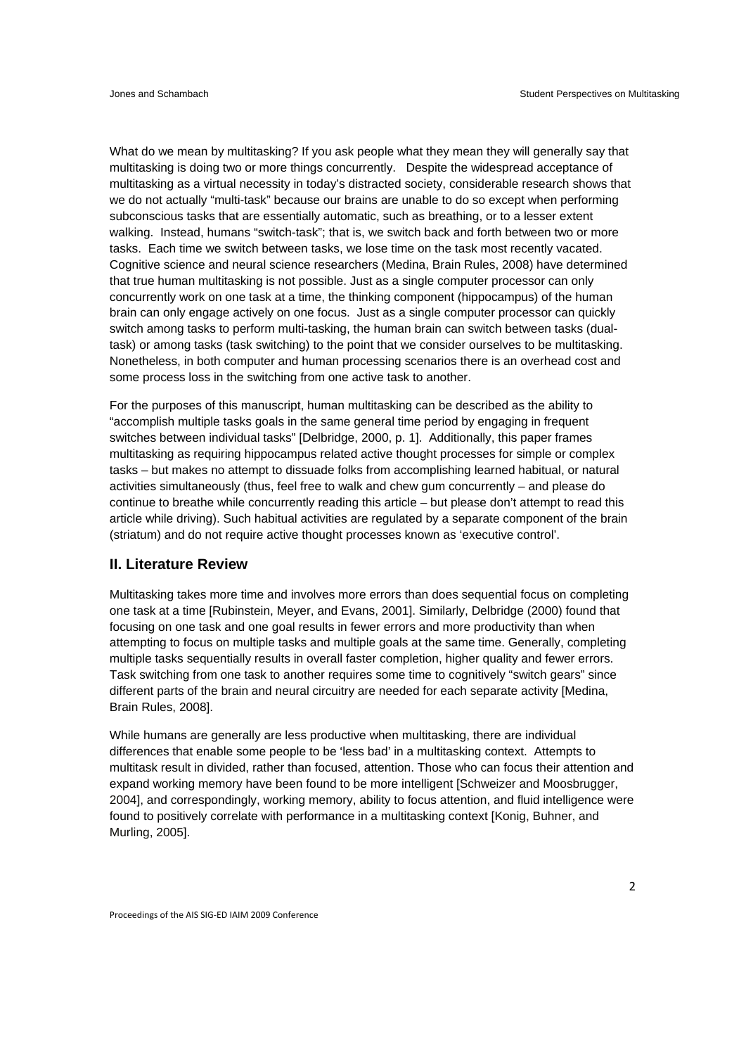What do we mean by multitasking? If you ask people what they mean they will generally say that multitasking is doing two or more things concurrently. Despite the widespread acceptance of multitasking as a virtual necessity in today's distracted society, considerable research shows that we do not actually "multi-task" because our brains are unable to do so except when performing subconscious tasks that are essentially automatic, such as breathing, or to a lesser extent walking. Instead, humans "switch-task"; that is, we switch back and forth between two or more tasks. Each time we switch between tasks, we lose time on the task most recently vacated. Cognitive science and neural science researchers (Medina, Brain Rules, 2008) have determined that true human multitasking is not possible. Just as a single computer processor can only concurrently work on one task at a time, the thinking component (hippocampus) of the human brain can only engage actively on one focus. Just as a single computer processor can quickly switch among tasks to perform multi-tasking, the human brain can switch between tasks (dual-task) or among tasks (task switching) to the point that we consider ourselves to be multitasking. Nonetheless, in both computer and human processing scenarios there is an overhead cost and some process loss in the switching from one active task to another.

For the purposes of this manuscript, human multitasking can be described as the ability to "accomplish multiple tasks goals in the same general time period by engaging in frequent switches between individual tasks" [Delbridge, 2000, p. 1]. Additionally, this paper frames multitasking as requiring hippocampus related active thought processes for simple or complex tasks – but makes no attempt to dissuade folks from accomplishing learned habitual, or natural activities simultaneously (thus, feel free to walk and chew gum concurrently – and please do continue to breathe while concurrently reading this article – but please don't attempt to read this article while driving). Such habitual activities are regulated by a separate component of the brain (striatum) and do not require active thought processes known as 'executive control'.

## II. Literature Review

Multitasking takes more time and involves more errors than does sequential focus on completing one task at a time [Rubinstein, Meyer, and Evans, 2001]. Similarly, Delbridge (2000) found that focusing on one task and one goal results in fewer errors and more productivity than when attempting to focus on multiple tasks and multiple goals at the same time. Generally, completing multiple tasks sequentially results in overall faster completion, higher quality and fewer errors. Task switching from one task to another requires some time to cognitively "switch gears" since different parts of the brain and neural circuitry are needed for each separate activity [Medina, Brain Rules, 2008].

While humans are generally are less productive when multitasking, there are individual differences that enable some people to be 'less bad' in a multitasking context. Attempts to multitask result in divided, rather than focused, attention. Those who can focus their attention and expand working memory have been found to be more intelligent [Schweizer and Moosbrugger, 2004], and correspondingly, working memory, ability to focus attention, and fluid intelligence were found to positively correlate with performance in a multitasking context [Konig, Buhner, and Murling, 2005].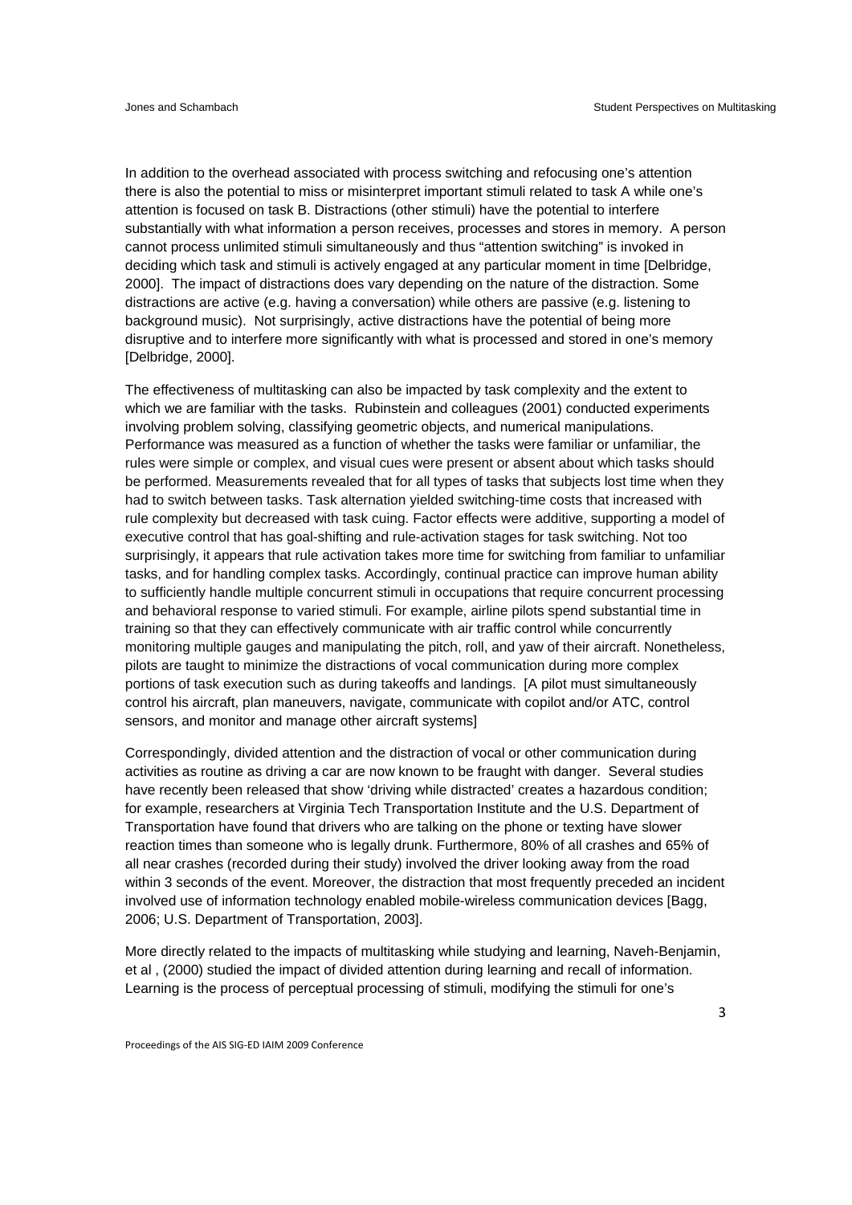In addition to the overhead associated with process switching and refocusing one's attention there is also the potential to miss or misinterpret important stimuli related to task A while one's attention is focused on task B. Distractions (other stimuli) have the potential to interfere substantially with what information a person receives, processes and stores in memory. A person cannot process unlimited stimuli simultaneously and thus "attention switching" is invoked in deciding which task and stimuli is actively engaged at any particular moment in time [Delbridge, 2000]. The impact of distractions does vary depending on the nature of the distraction. Some distractions are active (e.g. having a conversation) while others are passive (e.g. listening to background music). Not surprisingly, active distractions have the potential of being more disruptive and to interfere more significantly with what is processed and stored in one's memory [Delbridge, 2000].

The effectiveness of multitasking can also be impacted by task complexity and the extent to which we are familiar with the tasks. Rubinstein and colleagues (2001) conducted experiments involving problem solving, classifying geometric objects, and numerical manipulations. Performance was measured as a function of whether the tasks were familiar or unfamiliar, the rules were simple or complex, and visual cues were present or absent about which tasks should be performed. Measurements revealed that for all types of tasks that subjects lost time when they had to switch between tasks. Task alternation yielded switching-time costs that increased with rule complexity but decreased with task cuing. Factor effects were additive, supporting a model of executive control that has goal-shifting and rule-activation stages for task switching. Not too surprisingly, it appears that rule activation takes more time for switching from familiar to unfamiliar tasks, and for handling complex tasks. Accordingly, continual practice can improve human ability to sufficiently handle multiple concurrent stimuli in occupations that require concurrent processing and behavioral response to varied stimuli. For example, airline pilots spend substantial time in training so that they can effectively communicate with air traffic control while concurrently monitoring multiple gauges and manipulating the pitch, roll, and yaw of their aircraft. Nonetheless, pilots are taught to minimize the distractions of vocal communication during more complex portions of task execution such as during takeoffs and landings. [A pilot must simultaneously control his aircraft, plan maneuvers, navigate, communicate with copilot and/or ATC, control sensors, and monitor and manage other aircraft systems]

Correspondingly, divided attention and the distraction of vocal or other communication during activities as routine as driving a car are now known to be fraught with danger. Several studies have recently been released that show 'driving while distracted' creates a hazardous condition; for example, researchers at Virginia Tech Transportation Institute and the U.S. Department of Transportation have found that drivers who are talking on the phone or texting have slower reaction times than someone who is legally drunk. Furthermore, 80% of all crashes and 65% of all near crashes (recorded during their study) involved the driver looking away from the road within 3 seconds of the event. Moreover, the distraction that most frequently preceded an incident involved use of information technology enabled mobile-wireless communication devices [Bagg, 2006; U.S. Department of Transportation, 2003].

More directly related to the impacts of multitasking while studying and learning, Naveh-Benjamin, et al , (2000) studied the impact of divided attention during learning and recall of information. Learning is the process of perceptual processing of stimuli, modifying the stimuli for one's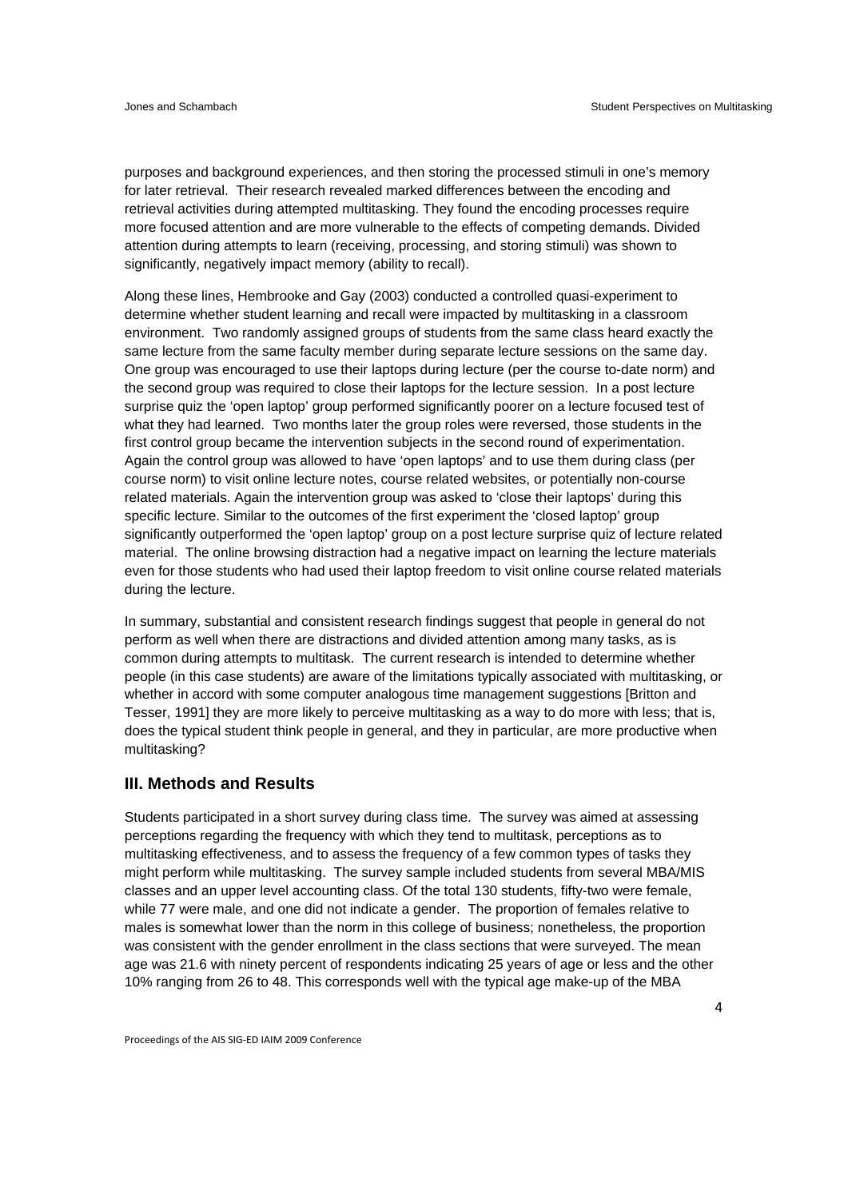purposes and background experiences, and then storing the processed stimuli in one's memory for later retrieval. Their research revealed marked differences between the encoding and retrieval activities during attempted multitasking. They found the encoding processes require more focused attention and are more vulnerable to the effects of competing demands. Divided attention during attempts to learn (receiving, processing, and storing stimuli) was shown to significantly, negatively impact memory (ability to recall).

Along these lines, Hembrooke and Gay (2003) conducted a controlled quasi-experiment to determine whether student learning and recall were impacted by multitasking in a classroom environment. Two randomly assigned groups of students from the same class heard exactly the same lecture from the same faculty member during separate lecture sessions on the same day. One group was encouraged to use their laptops during lecture (per the course to-date norm) and the second group was required to close their laptops for the lecture session. In a post lecture surprise quiz the 'open laptop' group performed significantly poorer on a lecture focused test of what they had learned. Two months later the group roles were reversed, those students in the first control group became the intervention subjects in the second round of experimentation. Again the control group was allowed to have 'open laptops' and to use them during class (per course norm) to visit online lecture notes, course related websites, or potentially non-course related materials. Again the intervention group was asked to 'close their laptops' during this specific lecture. Similar to the outcomes of the first experiment the 'closed laptop' group significantly outperformed the 'open laptop' group on a post lecture surprise quiz of lecture related material. The online browsing distraction had a negative impact on learning the lecture materials even for those students who had used their laptop freedom to visit online course related materials during the lecture.

In summary, substantial and consistent research findings suggest that people in general do not perform as well when there are distractions and divided attention among many tasks, as is common during attempts to multitask. The current research is intended to determine whether people (in this case students) are aware of the limitations typically associated with multitasking, or whether in accord with some computer analogous time management suggestions [Britton and Tesser, 1991] they are more likely to perceive multitasking as a way to do more with less; that is, does the typical student think people in general, and they in particular, are more productive when multitasking?

## III. Methods and Results

Students participated in a short survey during class time. The survey was aimed at assessing perceptions regarding the frequency with which they tend to multitask, perceptions as to multitasking effectiveness, and to assess the frequency of a few common types of tasks they might perform while multitasking. The survey sample included students from several MBA/MIS classes and an upper level accounting class. Of the total 130 students, fifty-two were female, while 77 were male, and one did not indicate a gender. The proportion of females relative to males is somewhat lower than the norm in this college of business; nonetheless, the proportion was consistent with the gender enrollment in the class sections that were surveyed. The mean age was 21.6 with ninety percent of respondents indicating 25 years of age or less and the other 10% ranging from 26 to 48. This corresponds well with the typical age make-up of the MBA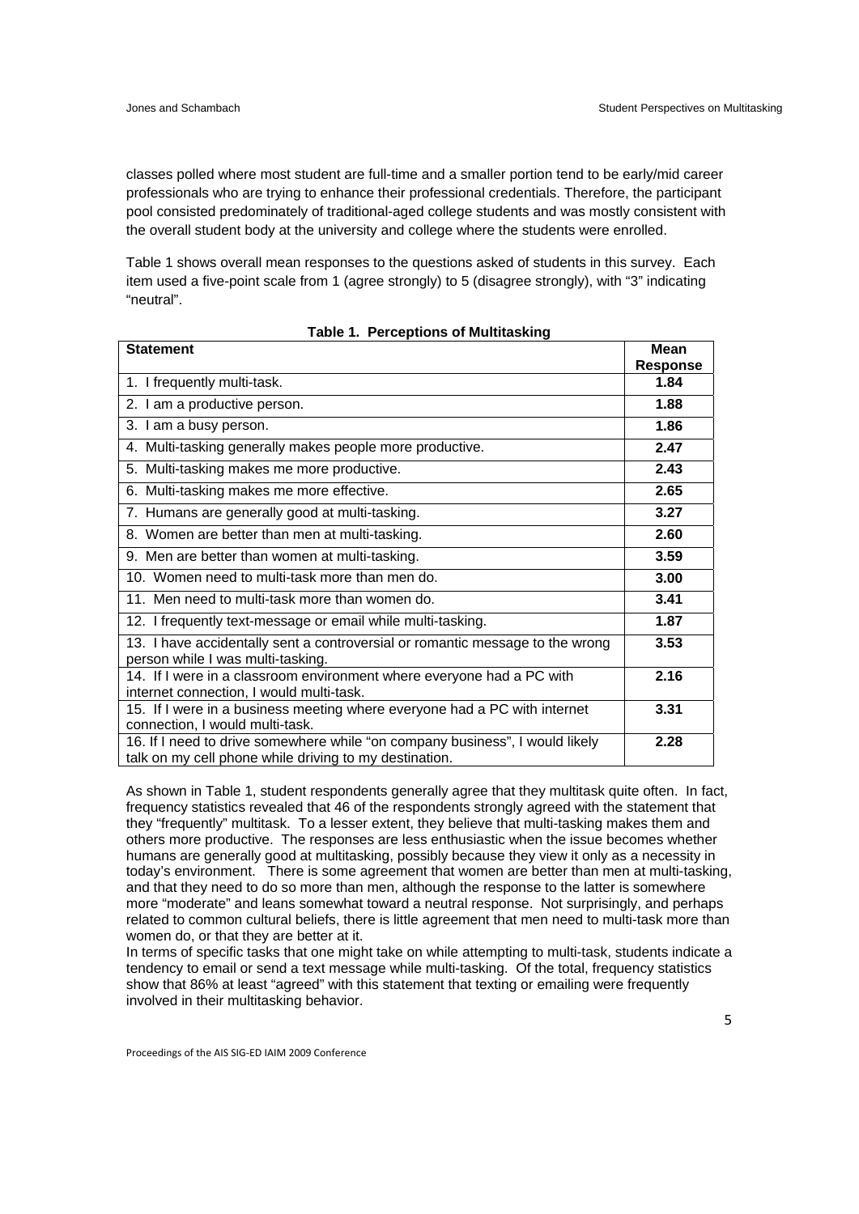classes polled where most student are full-time and a smaller portion tend to be early/mid career professionals who are trying to enhance their professional credentials. Therefore, the participant pool consisted predominately of traditional-aged college students and was mostly consistent with the overall student body at the university and college where the students were enrolled.

Table 1 shows overall mean responses to the questions asked of students in this survey. Each item used a five-point scale from 1 (agree strongly) to 5 (disagree strongly), with "3" indicating "neutral".

**Table 1. Perceptions of Multitasking**

| Statement | Mean Response |
|---|---|
| 1. I frequently multi-task. | **1.84** |
| 2. I am a productive person. | **1.88** |
| 3. I am a busy person. | **1.86** |
| 4. Multi-tasking generally makes people more productive. | **2.47** |
| 5. Multi-tasking makes me more productive. | **2.43** |
| 6. Multi-tasking makes me more effective. | **2.65** |
| 7. Humans are generally good at multi-tasking. | **3.27** |
| 8. Women are better than men at multi-tasking. | **2.60** |
| 9. Men are better than women at multi-tasking. | **3.59** |
| 10. Women need to multi-task more than men do. | **3.00** |
| 11. Men need to multi-task more than women do. | **3.41** |
| 12. I frequently text-message or email while multi-tasking. | **1.87** |
| 13. I have accidentally sent a controversial or romantic message to the wrong person while I was multi-tasking. | **3.53** |
| 14. If I were in a classroom environment where everyone had a PC with internet connection, I would multi-task. | **2.16** |
| 15. If I were in a business meeting where everyone had a PC with internet connection, I would multi-task. | **3.31** |
| 16. If I need to drive somewhere while "on company business", I would likely talk on my cell phone while driving to my destination. | **2.28** |

As shown in Table 1, student respondents generally agree that they multitask quite often. In fact, frequency statistics revealed that 46 of the respondents strongly agreed with the statement that they "frequently" multitask. To a lesser extent, they believe that multi-tasking makes them and others more productive. The responses are less enthusiastic when the issue becomes whether humans are generally good at multitasking, possibly because they view it only as a necessity in today's environment. There is some agreement that women are better than men at multi-tasking, and that they need to do so more than men, although the response to the latter is somewhat more "moderate" and leans somewhat toward a neutral response. Not surprisingly, and perhaps related to common cultural beliefs, there is little agreement that men need to multi-task more than women do, or that they are better at it.

In terms of specific tasks that one might take on while attempting to multi-task, students indicate a tendency to email or send a text message while multi-tasking. Of the total, frequency statistics show that 86% at least "agreed" with this statement that texting or emailing were frequently involved in their multitasking behavior.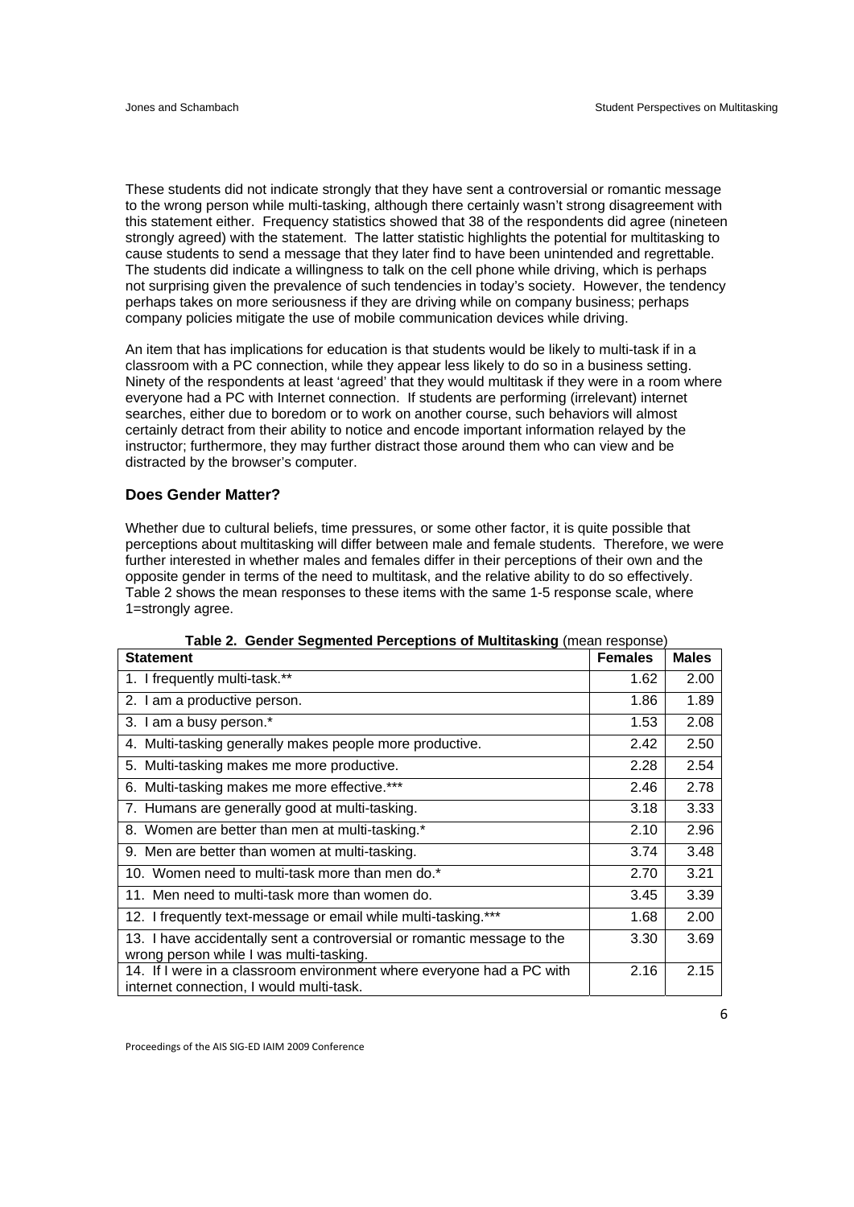These students did not indicate strongly that they have sent a controversial or romantic message to the wrong person while multi-tasking, although there certainly wasn't strong disagreement with this statement either. Frequency statistics showed that 38 of the respondents did agree (nineteen strongly agreed) with the statement. The latter statistic highlights the potential for multitasking to cause students to send a message that they later find to have been unintended and regrettable. The students did indicate a willingness to talk on the cell phone while driving, which is perhaps not surprising given the prevalence of such tendencies in today's society. However, the tendency perhaps takes on more seriousness if they are driving while on company business; perhaps company policies mitigate the use of mobile communication devices while driving.

An item that has implications for education is that students would be likely to multi-task if in a classroom with a PC connection, while they appear less likely to do so in a business setting. Ninety of the respondents at least 'agreed' that they would multitask if they were in a room where everyone had a PC with Internet connection. If students are performing (irrelevant) internet searches, either due to boredom or to work on another course, such behaviors will almost certainly detract from their ability to notice and encode important information relayed by the instructor; furthermore, they may further distract those around them who can view and be distracted by the browser's computer.

### Does Gender Matter?

Whether due to cultural beliefs, time pressures, or some other factor, it is quite possible that perceptions about multitasking will differ between male and female students. Therefore, we were further interested in whether males and females differ in their perceptions of their own and the opposite gender in terms of the need to multitask, and the relative ability to do so effectively. Table 2 shows the mean responses to these items with the same 1-5 response scale, where 1=strongly agree.

**Table 2. Gender Segmented Perceptions of Multitasking** (mean response)

| Statement | Females | Males |
|---|---|---|
| 1. I frequently multi-task.** | 1.62 | 2.00 |
| 2. I am a productive person. | 1.86 | 1.89 |
| 3. I am a busy person.* | 1.53 | 2.08 |
| 4. Multi-tasking generally makes people more productive. | 2.42 | 2.50 |
| 5. Multi-tasking makes me more productive. | 2.28 | 2.54 |
| 6. Multi-tasking makes me more effective.*** | 2.46 | 2.78 |
| 7. Humans are generally good at multi-tasking. | 3.18 | 3.33 |
| 8. Women are better than men at multi-tasking.* | 2.10 | 2.96 |
| 9. Men are better than women at multi-tasking. | 3.74 | 3.48 |
| 10. Women need to multi-task more than men do.* | 2.70 | 3.21 |
| 11. Men need to multi-task more than women do. | 3.45 | 3.39 |
| 12. I frequently text-message or email while multi-tasking.*** | 1.68 | 2.00 |
| 13. I have accidentally sent a controversial or romantic message to the wrong person while I was multi-tasking. | 3.30 | 3.69 |
| 14. If I were in a classroom environment where everyone had a PC with internet connection, I would multi-task. | 2.16 | 2.15 |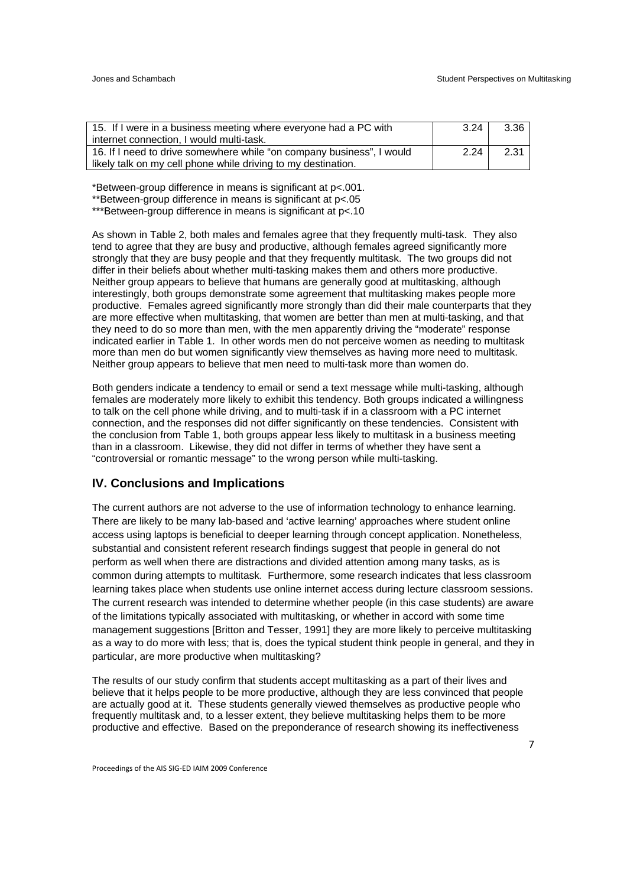| | | |
|---|---|---|
| 15. If I were in a business meeting where everyone had a PC with internet connection, I would multi-task. | 3.24 | 3.36 |
| 16. If I need to drive somewhere while "on company business", I would likely talk on my cell phone while driving to my destination. | 2.24 | 2.31 |

*Between-group difference in means is significant at p<.001.
**Between-group difference in means is significant at p<.05
***Between-group difference in means is significant at p<.10

As shown in Table 2, both males and females agree that they frequently multi-task. They also tend to agree that they are busy and productive, although females agreed significantly more strongly that they are busy people and that they frequently multitask. The two groups did not differ in their beliefs about whether multi-tasking makes them and others more productive. Neither group appears to believe that humans are generally good at multitasking, although interestingly, both groups demonstrate some agreement that multitasking makes people more productive. Females agreed significantly more strongly than did their male counterparts that they are more effective when multitasking, that women are better than men at multi-tasking, and that they need to do so more than men, with the men apparently driving the "moderate" response indicated earlier in Table 1. In other words men do not perceive women as needing to multitask more than men do but women significantly view themselves as having more need to multitask. Neither group appears to believe that men need to multi-task more than women do.

Both genders indicate a tendency to email or send a text message while multi-tasking, although females are moderately more likely to exhibit this tendency. Both groups indicated a willingness to talk on the cell phone while driving, and to multi-task if in a classroom with a PC internet connection, and the responses did not differ significantly on these tendencies. Consistent with the conclusion from Table 1, both groups appear less likely to multitask in a business meeting than in a classroom. Likewise, they did not differ in terms of whether they have sent a "controversial or romantic message" to the wrong person while multi-tasking.

## IV. Conclusions and Implications

The current authors are not adverse to the use of information technology to enhance learning. There are likely to be many lab-based and 'active learning' approaches where student online access using laptops is beneficial to deeper learning through concept application. Nonetheless, substantial and consistent referent research findings suggest that people in general do not perform as well when there are distractions and divided attention among many tasks, as is common during attempts to multitask. Furthermore, some research indicates that less classroom learning takes place when students use online internet access during lecture classroom sessions. The current research was intended to determine whether people (in this case students) are aware of the limitations typically associated with multitasking, or whether in accord with some time management suggestions [Britton and Tesser, 1991] they are more likely to perceive multitasking as a way to do more with less; that is, does the typical student think people in general, and they in particular, are more productive when multitasking?

The results of our study confirm that students accept multitasking as a part of their lives and believe that it helps people to be more productive, although they are less convinced that people are actually good at it. These students generally viewed themselves as productive people who frequently multitask and, to a lesser extent, they believe multitasking helps them to be more productive and effective. Based on the preponderance of research showing its ineffectiveness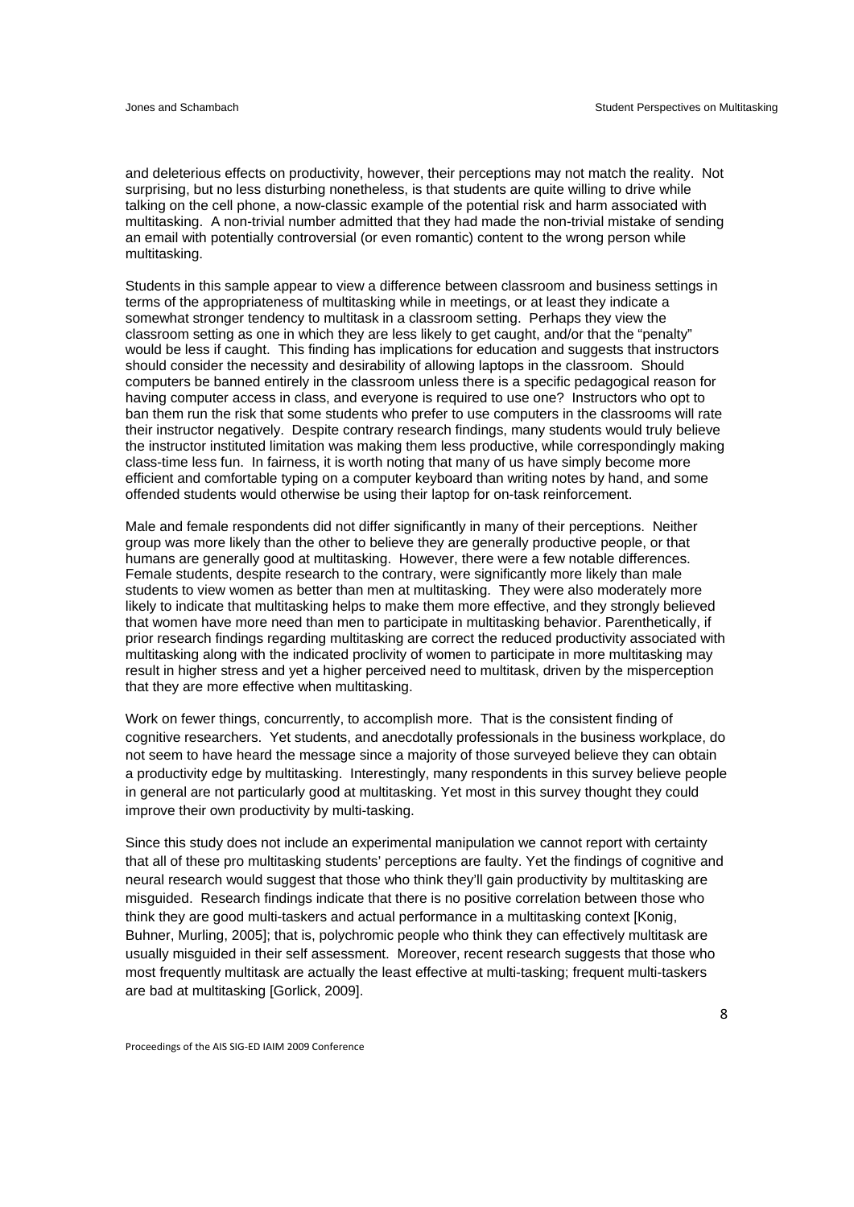and deleterious effects on productivity, however, their perceptions may not match the reality. Not surprising, but no less disturbing nonetheless, is that students are quite willing to drive while talking on the cell phone, a now-classic example of the potential risk and harm associated with multitasking. A non-trivial number admitted that they had made the non-trivial mistake of sending an email with potentially controversial (or even romantic) content to the wrong person while multitasking.

Students in this sample appear to view a difference between classroom and business settings in terms of the appropriateness of multitasking while in meetings, or at least they indicate a somewhat stronger tendency to multitask in a classroom setting. Perhaps they view the classroom setting as one in which they are less likely to get caught, and/or that the "penalty" would be less if caught. This finding has implications for education and suggests that instructors should consider the necessity and desirability of allowing laptops in the classroom. Should computers be banned entirely in the classroom unless there is a specific pedagogical reason for having computer access in class, and everyone is required to use one? Instructors who opt to ban them run the risk that some students who prefer to use computers in the classrooms will rate their instructor negatively. Despite contrary research findings, many students would truly believe the instructor instituted limitation was making them less productive, while correspondingly making class-time less fun. In fairness, it is worth noting that many of us have simply become more efficient and comfortable typing on a computer keyboard than writing notes by hand, and some offended students would otherwise be using their laptop for on-task reinforcement.

Male and female respondents did not differ significantly in many of their perceptions. Neither group was more likely than the other to believe they are generally productive people, or that humans are generally good at multitasking. However, there were a few notable differences. Female students, despite research to the contrary, were significantly more likely than male students to view women as better than men at multitasking. They were also moderately more likely to indicate that multitasking helps to make them more effective, and they strongly believed that women have more need than men to participate in multitasking behavior. Parenthetically, if prior research findings regarding multitasking are correct the reduced productivity associated with multitasking along with the indicated proclivity of women to participate in more multitasking may result in higher stress and yet a higher perceived need to multitask, driven by the misperception that they are more effective when multitasking.

Work on fewer things, concurrently, to accomplish more. That is the consistent finding of cognitive researchers. Yet students, and anecdotally professionals in the business workplace, do not seem to have heard the message since a majority of those surveyed believe they can obtain a productivity edge by multitasking. Interestingly, many respondents in this survey believe people in general are not particularly good at multitasking. Yet most in this survey thought they could improve their own productivity by multi-tasking.

Since this study does not include an experimental manipulation we cannot report with certainty that all of these pro multitasking students' perceptions are faulty. Yet the findings of cognitive and neural research would suggest that those who think they'll gain productivity by multitasking are misguided. Research findings indicate that there is no positive correlation between those who think they are good multi-taskers and actual performance in a multitasking context [Konig, Buhner, Murling, 2005]; that is, polychromic people who think they can effectively multitask are usually misguided in their self assessment. Moreover, recent research suggests that those who most frequently multitask are actually the least effective at multi-tasking; frequent multi-taskers are bad at multitasking [Gorlick, 2009].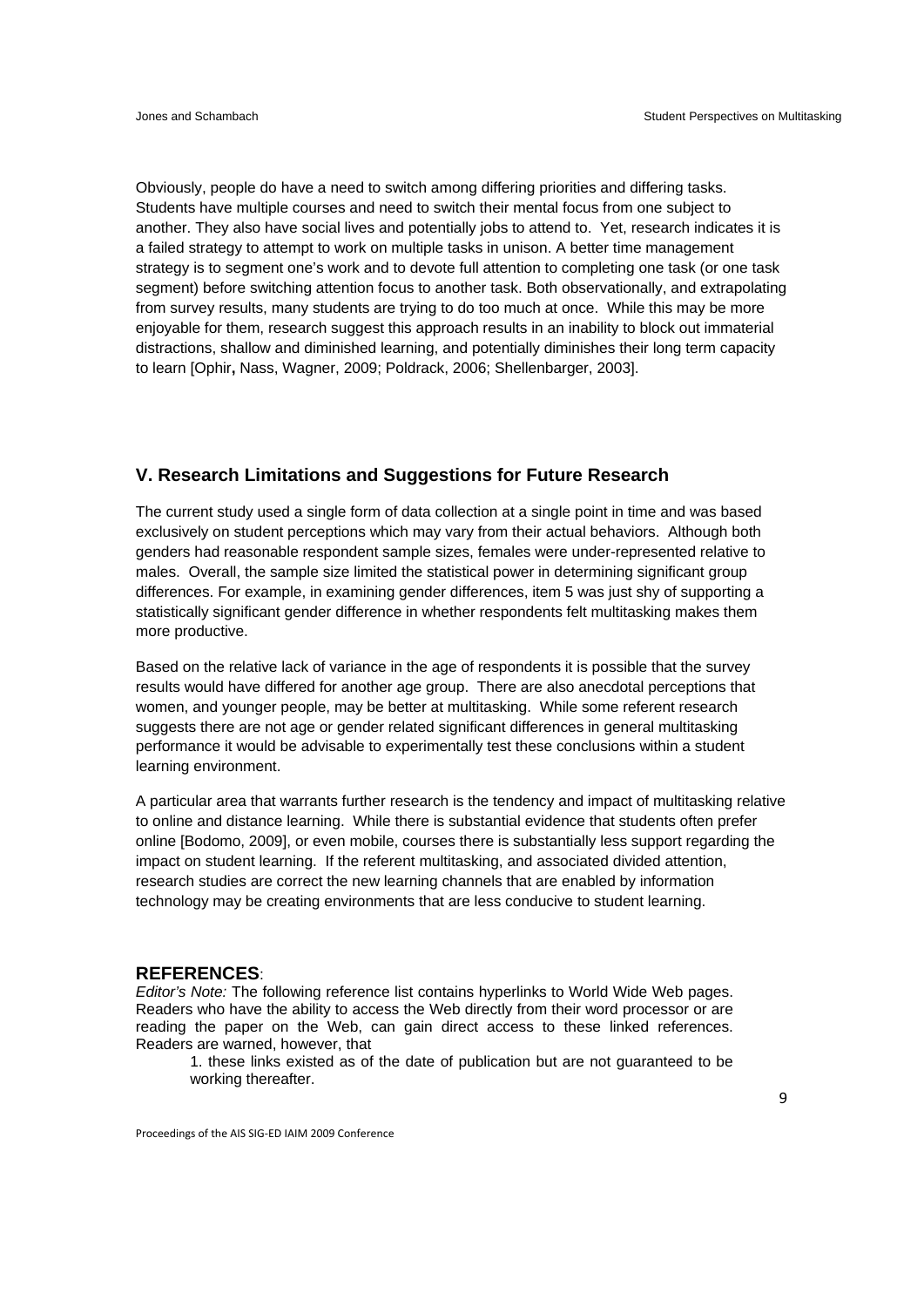Obviously, people do have a need to switch among differing priorities and differing tasks. Students have multiple courses and need to switch their mental focus from one subject to another. They also have social lives and potentially jobs to attend to. Yet, research indicates it is a failed strategy to attempt to work on multiple tasks in unison. A better time management strategy is to segment one's work and to devote full attention to completing one task (or one task segment) before switching attention focus to another task. Both observationally, and extrapolating from survey results, many students are trying to do too much at once. While this may be more enjoyable for them, research suggest this approach results in an inability to block out immaterial distractions, shallow and diminished learning, and potentially diminishes their long term capacity to learn [Ophir**,** Nass, Wagner, 2009; Poldrack, 2006; Shellenbarger, 2003].

## V. Research Limitations and Suggestions for Future Research

The current study used a single form of data collection at a single point in time and was based exclusively on student perceptions which may vary from their actual behaviors. Although both genders had reasonable respondent sample sizes, females were under-represented relative to males. Overall, the sample size limited the statistical power in determining significant group differences. For example, in examining gender differences, item 5 was just shy of supporting a statistically significant gender difference in whether respondents felt multitasking makes them more productive.

Based on the relative lack of variance in the age of respondents it is possible that the survey results would have differed for another age group. There are also anecdotal perceptions that women, and younger people, may be better at multitasking. While some referent research suggests there are not age or gender related significant differences in general multitasking performance it would be advisable to experimentally test these conclusions within a student learning environment.

A particular area that warrants further research is the tendency and impact of multitasking relative to online and distance learning. While there is substantial evidence that students often prefer online [Bodomo, 2009], or even mobile, courses there is substantially less support regarding the impact on student learning. If the referent multitasking, and associated divided attention, research studies are correct the new learning channels that are enabled by information technology may be creating environments that are less conducive to student learning.

## REFERENCES:

*Editor's Note:* The following reference list contains hyperlinks to World Wide Web pages. Readers who have the ability to access the Web directly from their word processor or are reading the paper on the Web, can gain direct access to these linked references. Readers are warned, however, that

1. these links existed as of the date of publication but are not guaranteed to be working thereafter.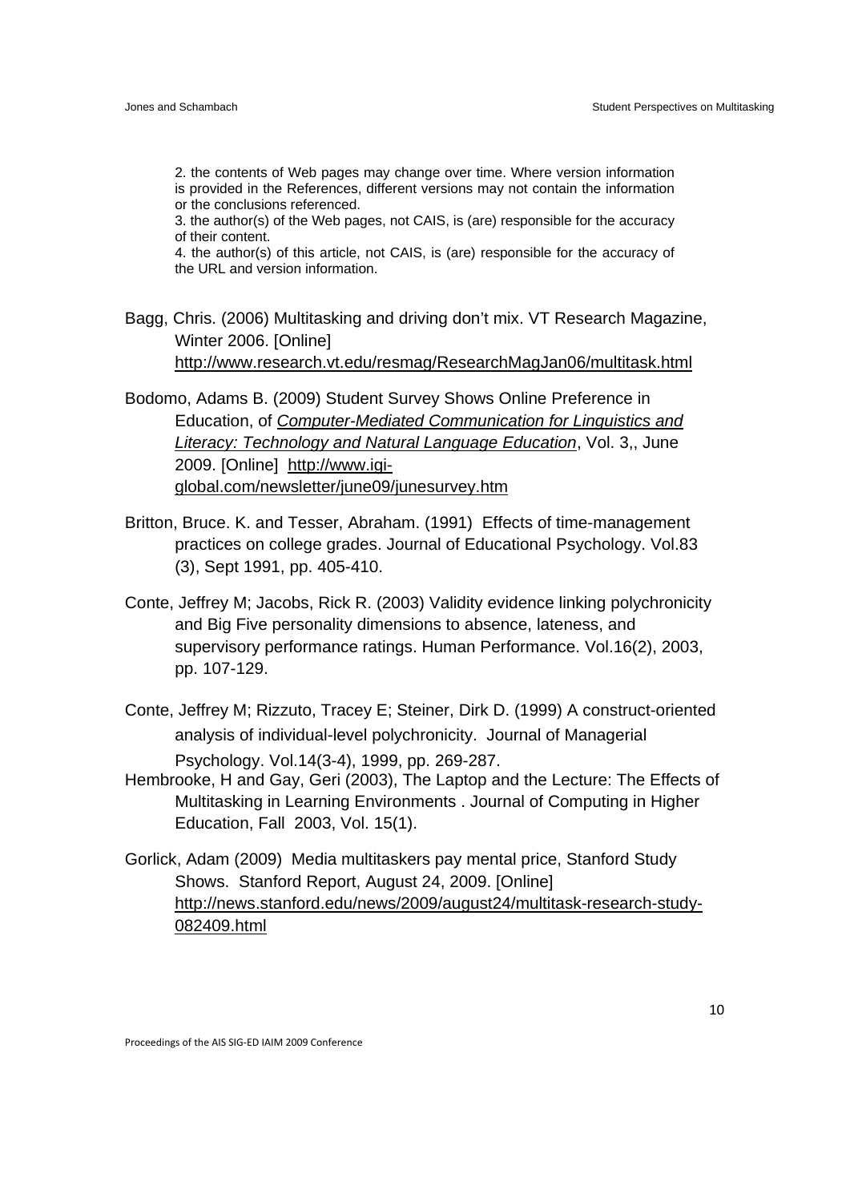2. the contents of Web pages may change over time. Where version information is provided in the References, different versions may not contain the information or the conclusions referenced.
3. the author(s) of the Web pages, not CAIS, is (are) responsible for the accuracy of their content.
4. the author(s) of this article, not CAIS, is (are) responsible for the accuracy of the URL and version information.

Bagg, Chris. (2006) Multitasking and driving don't mix. VT Research Magazine, Winter 2006. [Online] http://www.research.vt.edu/resmag/ResearchMagJan06/multitask.html

Bodomo, Adams B. (2009) Student Survey Shows Online Preference in Education, of *Computer-Mediated Communication for Linguistics and Literacy: Technology and Natural Language Education*, Vol. 3,, June 2009. [Online] http://www.igi-global.com/newsletter/june09/junesurvey.htm

Britton, Bruce. K. and Tesser, Abraham. (1991) Effects of time-management practices on college grades. Journal of Educational Psychology. Vol.83 (3), Sept 1991, pp. 405-410.

Conte, Jeffrey M; Jacobs, Rick R. (2003) Validity evidence linking polychronicity and Big Five personality dimensions to absence, lateness, and supervisory performance ratings. Human Performance. Vol.16(2), 2003, pp. 107-129.

Conte, Jeffrey M; Rizzuto, Tracey E; Steiner, Dirk D. (1999) A construct-oriented analysis of individual-level polychronicity. Journal of Managerial Psychology. Vol.14(3-4), 1999, pp. 269-287.

Hembrooke, H and Gay, Geri (2003), The Laptop and the Lecture: The Effects of Multitasking in Learning Environments . Journal of Computing in Higher Education, Fall 2003, Vol. 15(1).

Gorlick, Adam (2009) Media multitaskers pay mental price, Stanford Study Shows. Stanford Report, August 24, 2009. [Online] http://news.stanford.edu/news/2009/august24/multitask-research-study-082409.html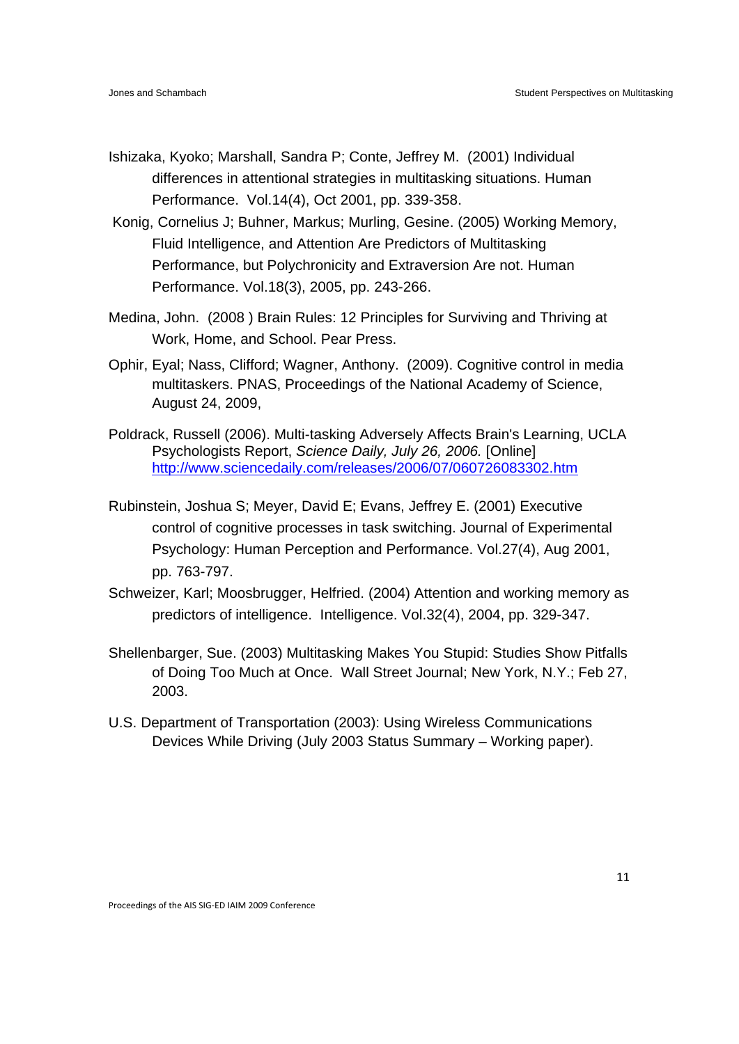Ishizaka, Kyoko; Marshall, Sandra P; Conte, Jeffrey M. (2001) Individual differences in attentional strategies in multitasking situations. Human Performance. Vol.14(4), Oct 2001, pp. 339-358.

Konig, Cornelius J; Buhner, Markus; Murling, Gesine. (2005) Working Memory, Fluid Intelligence, and Attention Are Predictors of Multitasking Performance, but Polychronicity and Extraversion Are not. Human Performance. Vol.18(3), 2005, pp. 243-266.

Medina, John. (2008 ) Brain Rules: 12 Principles for Surviving and Thriving at Work, Home, and School. Pear Press.

Ophir, Eyal; Nass, Clifford; Wagner, Anthony. (2009). Cognitive control in media multitaskers. PNAS, Proceedings of the National Academy of Science, August 24, 2009,

Poldrack, Russell (2006). Multi-tasking Adversely Affects Brain's Learning, UCLA Psychologists Report, *Science Daily, July 26, 2006.* [Online] http://www.sciencedaily.com/releases/2006/07/060726083302.htm

Rubinstein, Joshua S; Meyer, David E; Evans, Jeffrey E. (2001) Executive control of cognitive processes in task switching. Journal of Experimental Psychology: Human Perception and Performance. Vol.27(4), Aug 2001, pp. 763-797.

Schweizer, Karl; Moosbrugger, Helfried. (2004) Attention and working memory as predictors of intelligence. Intelligence. Vol.32(4), 2004, pp. 329-347.

Shellenbarger, Sue. (2003) Multitasking Makes You Stupid: Studies Show Pitfalls of Doing Too Much at Once. Wall Street Journal; New York, N.Y.; Feb 27, 2003.

U.S. Department of Transportation (2003): Using Wireless Communications Devices While Driving (July 2003 Status Summary – Working paper).